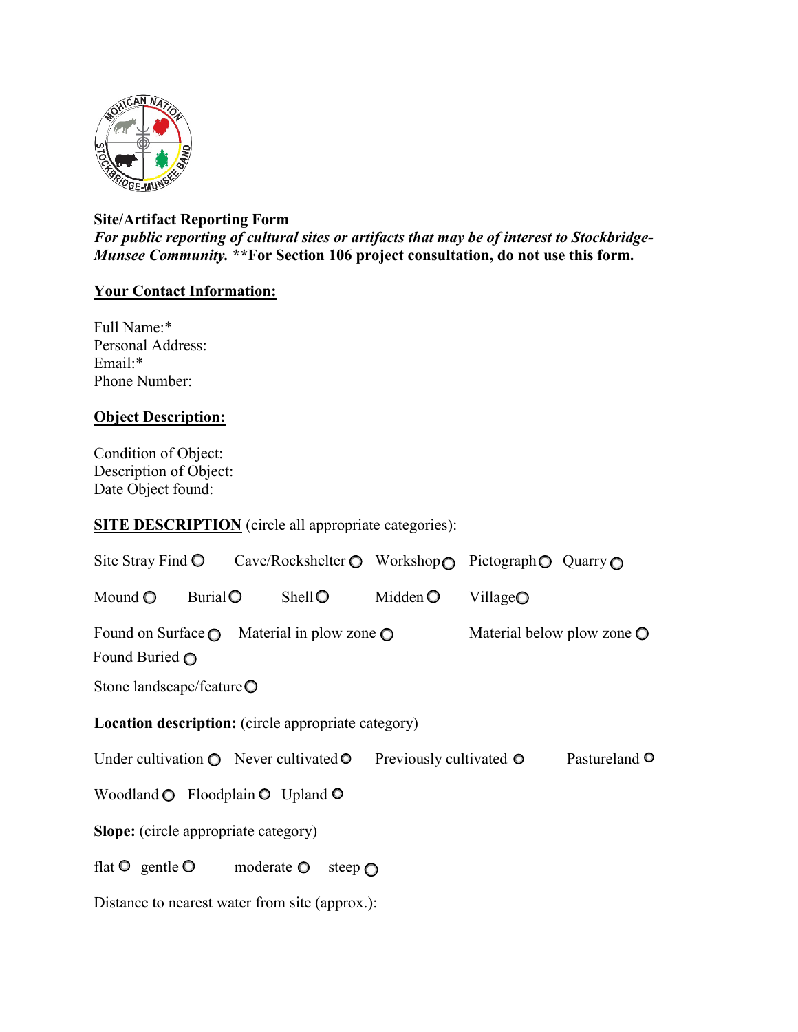**Site/Artifact Reporting Form**

***For public reporting of cultural sites or artifacts that may be of interest to Stockbridge-Munsee Community.*** **\*\*For Section 106 project consultation, do not use this form.**

**Your Contact Information:**

Full Name:*
Personal Address:
Email:*
Phone Number:

**Object Description:**

Condition of Object:
Description of Object:
Date Object found:

**SITE DESCRIPTION** (circle all appropriate categories):

Site Stray Find ○ Cave/Rockshelter ○ Workshop ○ Pictograph ○ Quarry ○

Mound ○ Burial ○ Shell ○ Midden ○ Village ○

Found on Surface ○ Material in plow zone ○ Material below plow zone ○

Found Buried ○

Stone landscape/feature ○

**Location description:** (circle appropriate category)

Under cultivation ○ Never cultivated ○ Previously cultivated ○ Pastureland ○

Woodland ○ Floodplain ○ Upland ○

**Slope:** (circle appropriate category)

flat ○ gentle ○ moderate ○ steep ○

Distance to nearest water from site (approx.):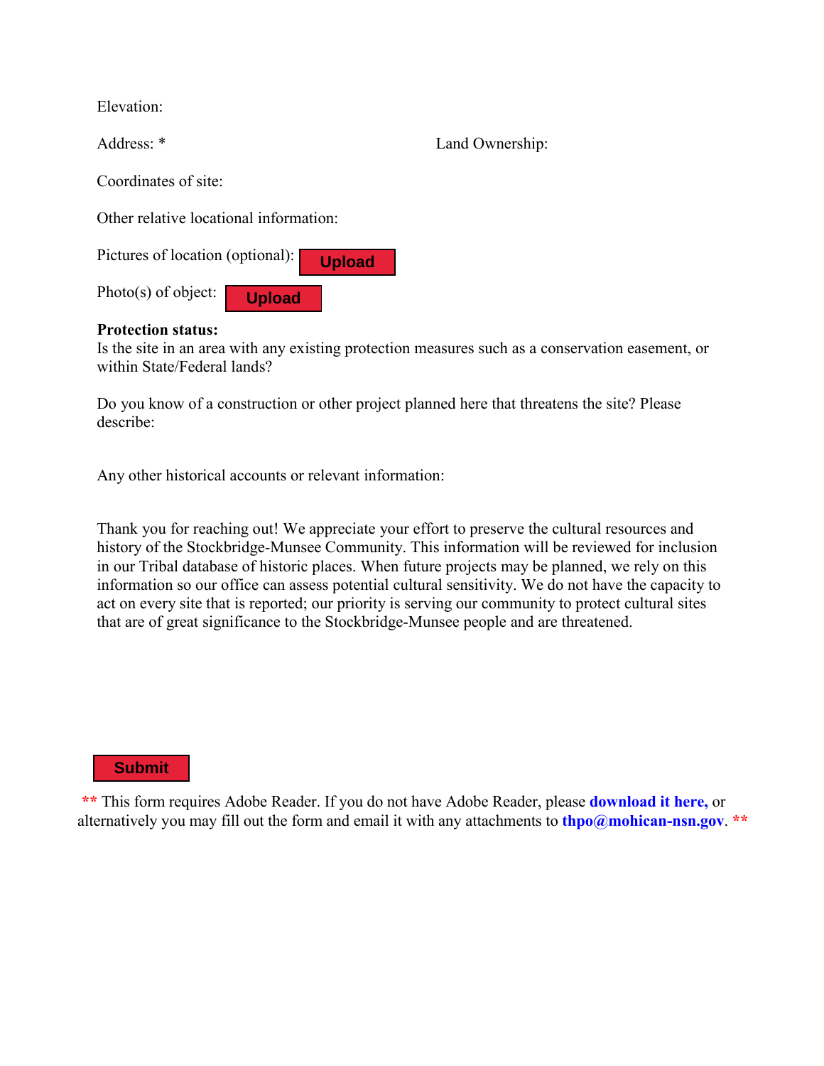Elevation:

Address: * Land Ownership:

Coordinates of site:

Other relative locational information:

Pictures of location (optional): Upload

Photo(s) of object: Upload

**Protection status:**
Is the site in an area with any existing protection measures such as a conservation easement, or within State/Federal lands?

Do you know of a construction or other project planned here that threatens the site? Please describe:

Any other historical accounts or relevant information:

Thank you for reaching out! We appreciate your effort to preserve the cultural resources and history of the Stockbridge-Munsee Community. This information will be reviewed for inclusion in our Tribal database of historic places. When future projects may be planned, we rely on this information so our office can assess potential cultural sensitivity. We do not have the capacity to act on every site that is reported; our priority is serving our community to protect cultural sites that are of great significance to the Stockbridge-Munsee people and are threatened.

Submit

** This form requires Adobe Reader. If you do not have Adobe Reader, please **download it here,** or alternatively you may fill out the form and email it with any attachments to **thpo@mohican-nsn.gov**. **